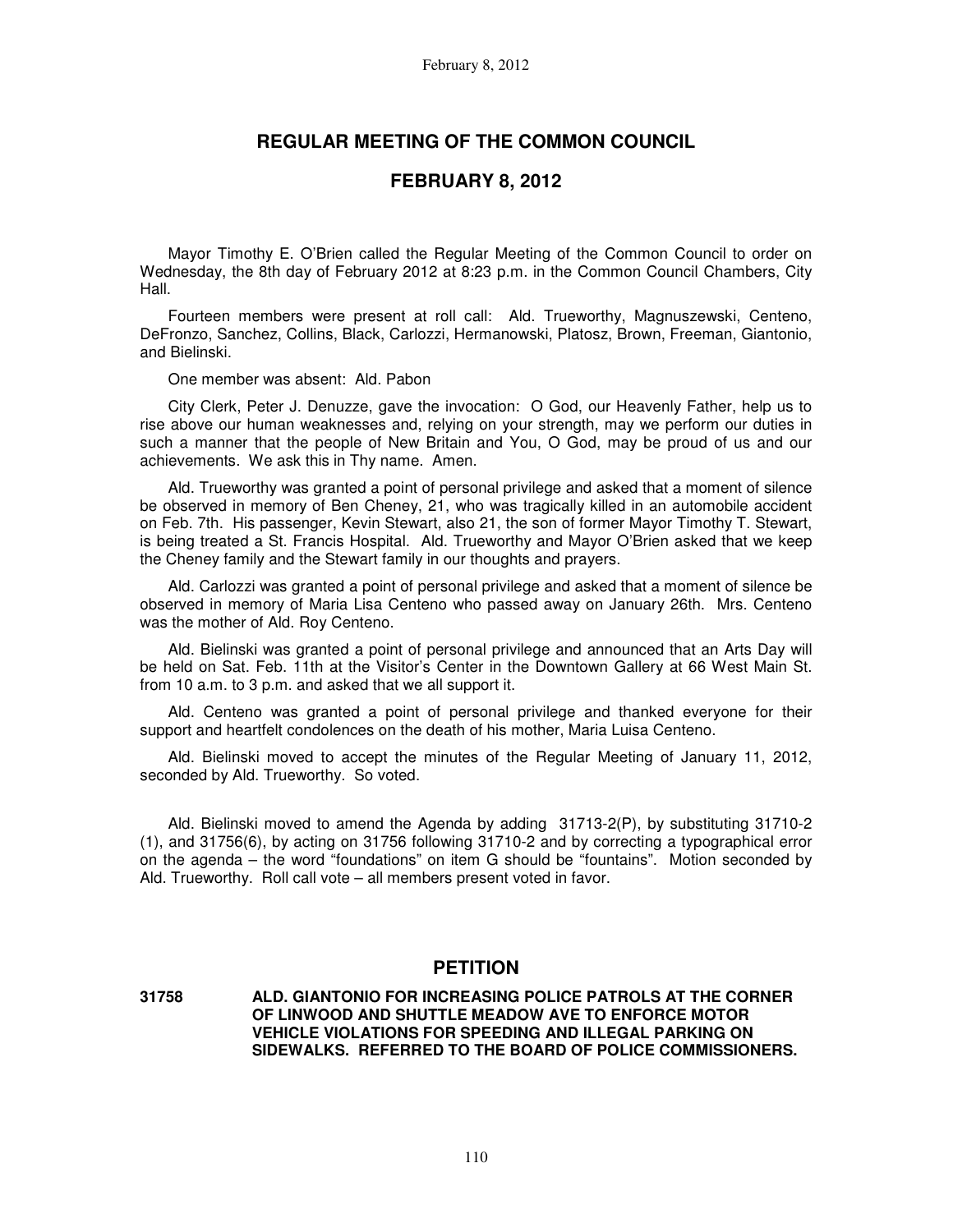# REGULAR MEETING OF THE COMMON COUNCIL

## FEBRUARY 8, 2012

Mayor Timothy E. O'Brien called the Regular Meeting of the Common Council to order on Wednesday, the 8th day of February 2012 at 8:23 p.m. in the Common Council Chambers, City Hall.

Fourteen members were present at roll call: Ald. Trueworthy, Magnuszewski, Centeno, DeFronzo, Sanchez, Collins, Black, Carlozzi, Hermanowski, Platosz, Brown, Freeman, Giantonio, and Bielinski.

One member was absent: Ald. Pabon

City Clerk, Peter J. Denuzze, gave the invocation: O God, our Heavenly Father, help us to rise above our human weaknesses and, relying on your strength, may we perform our duties in such a manner that the people of New Britain and You, O God, may be proud of us and our achievements. We ask this in Thy name. Amen.

Ald. Trueworthy was granted a point of personal privilege and asked that a moment of silence be observed in memory of Ben Cheney, 21, who was tragically killed in an automobile accident on Feb. 7th. His passenger, Kevin Stewart, also 21, the son of former Mayor Timothy T. Stewart, is being treated a St. Francis Hospital. Ald. Trueworthy and Mayor O'Brien asked that we keep the Cheney family and the Stewart family in our thoughts and prayers.

Ald. Carlozzi was granted a point of personal privilege and asked that a moment of silence be observed in memory of Maria Lisa Centeno who passed away on January 26th. Mrs. Centeno was the mother of Ald. Roy Centeno.

Ald. Bielinski was granted a point of personal privilege and announced that an Arts Day will be held on Sat. Feb. 11th at the Visitor's Center in the Downtown Gallery at 66 West Main St. from 10 a.m. to 3 p.m. and asked that we all support it.

Ald. Centeno was granted a point of personal privilege and thanked everyone for their support and heartfelt condolences on the death of his mother, Maria Luisa Centeno.

Ald. Bielinski moved to accept the minutes of the Regular Meeting of January 11, 2012, seconded by Ald. Trueworthy. So voted.

Ald. Bielinski moved to amend the Agenda by adding 31713-2(P), by substituting 31710-2 (1), and 31756(6), by acting on 31756 following 31710-2 and by correcting a typographical error on the agenda – the word "foundations" on item G should be "fountains". Motion seconded by Ald. Trueworthy. Roll call vote – all members present voted in favor.

## PETITION

**31758 ALD. GIANTONIO FOR INCREASING POLICE PATROLS AT THE CORNER OF LINWOOD AND SHUTTLE MEADOW AVE TO ENFORCE MOTOR VEHICLE VIOLATIONS FOR SPEEDING AND ILLEGAL PARKING ON SIDEWALKS. REFERRED TO THE BOARD OF POLICE COMMISSIONERS.**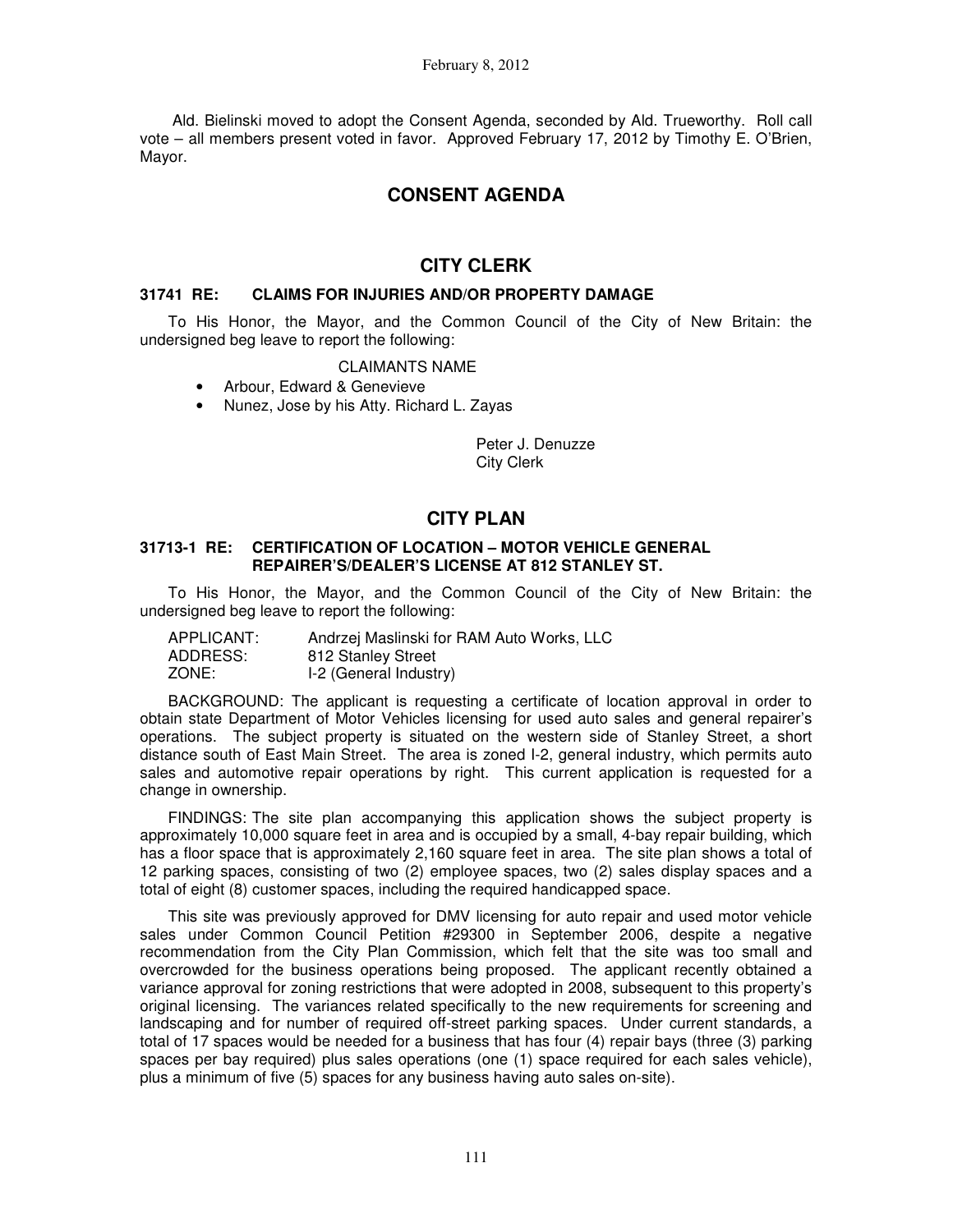Ald. Bielinski moved to adopt the Consent Agenda, seconded by Ald. Trueworthy. Roll call vote – all members present voted in favor. Approved February 17, 2012 by Timothy E. O'Brien, Mayor.

## CONSENT AGENDA

## CITY CLERK

### 31741 RE: CLAIMS FOR INJURIES AND/OR PROPERTY DAMAGE

To His Honor, the Mayor, and the Common Council of the City of New Britain: the undersigned beg leave to report the following:

CLAIMANTS NAME

- Arbour, Edward & Genevieve
- Nunez, Jose by his Atty. Richard L. Zayas

Peter J. Denuzze
City Clerk

## CITY PLAN

### 31713-1 RE: CERTIFICATION OF LOCATION – MOTOR VEHICLE GENERAL REPAIRER'S/DEALER'S LICENSE AT 812 STANLEY ST.

To His Honor, the Mayor, and the Common Council of the City of New Britain: the undersigned beg leave to report the following:

APPLICANT: Andrzej Maslinski for RAM Auto Works, LLC
ADDRESS: 812 Stanley Street
ZONE: I-2 (General Industry)

BACKGROUND: The applicant is requesting a certificate of location approval in order to obtain state Department of Motor Vehicles licensing for used auto sales and general repairer's operations. The subject property is situated on the western side of Stanley Street, a short distance south of East Main Street. The area is zoned I-2, general industry, which permits auto sales and automotive repair operations by right. This current application is requested for a change in ownership.

FINDINGS: The site plan accompanying this application shows the subject property is approximately 10,000 square feet in area and is occupied by a small, 4-bay repair building, which has a floor space that is approximately 2,160 square feet in area. The site plan shows a total of 12 parking spaces, consisting of two (2) employee spaces, two (2) sales display spaces and a total of eight (8) customer spaces, including the required handicapped space.

This site was previously approved for DMV licensing for auto repair and used motor vehicle sales under Common Council Petition #29300 in September 2006, despite a negative recommendation from the City Plan Commission, which felt that the site was too small and overcrowded for the business operations being proposed. The applicant recently obtained a variance approval for zoning restrictions that were adopted in 2008, subsequent to this property's original licensing. The variances related specifically to the new requirements for screening and landscaping and for number of required off-street parking spaces. Under current standards, a total of 17 spaces would be needed for a business that has four (4) repair bays (three (3) parking spaces per bay required) plus sales operations (one (1) space required for each sales vehicle), plus a minimum of five (5) spaces for any business having auto sales on-site).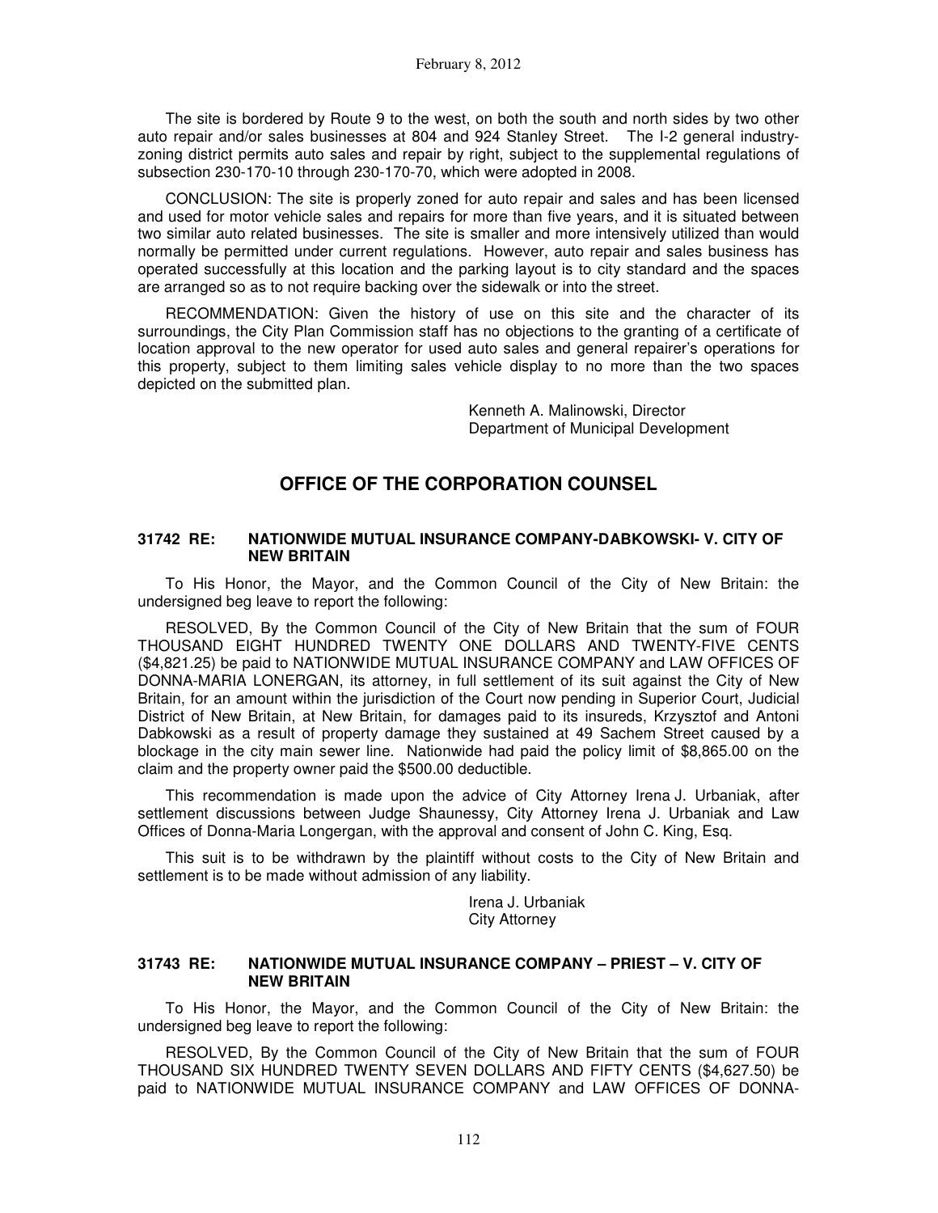The site is bordered by Route 9 to the west, on both the south and north sides by two other auto repair and/or sales businesses at 804 and 924 Stanley Street. The I-2 general industry-zoning district permits auto sales and repair by right, subject to the supplemental regulations of subsection 230-170-10 through 230-170-70, which were adopted in 2008.

CONCLUSION: The site is properly zoned for auto repair and sales and has been licensed and used for motor vehicle sales and repairs for more than five years, and it is situated between two similar auto related businesses. The site is smaller and more intensively utilized than would normally be permitted under current regulations. However, auto repair and sales business has operated successfully at this location and the parking layout is to city standard and the spaces are arranged so as to not require backing over the sidewalk or into the street.

RECOMMENDATION: Given the history of use on this site and the character of its surroundings, the City Plan Commission staff has no objections to the granting of a certificate of location approval to the new operator for used auto sales and general repairer's operations for this property, subject to them limiting sales vehicle display to no more than the two spaces depicted on the submitted plan.

Kenneth A. Malinowski, Director
Department of Municipal Development

## OFFICE OF THE CORPORATION COUNSEL

### 31742 RE: NATIONWIDE MUTUAL INSURANCE COMPANY-DABKOWSKI- V. CITY OF NEW BRITAIN

To His Honor, the Mayor, and the Common Council of the City of New Britain: the undersigned beg leave to report the following:

RESOLVED, By the Common Council of the City of New Britain that the sum of FOUR THOUSAND EIGHT HUNDRED TWENTY ONE DOLLARS AND TWENTY-FIVE CENTS ($4,821.25) be paid to NATIONWIDE MUTUAL INSURANCE COMPANY and LAW OFFICES OF DONNA-MARIA LONERGAN, its attorney, in full settlement of its suit against the City of New Britain, for an amount within the jurisdiction of the Court now pending in Superior Court, Judicial District of New Britain, at New Britain, for damages paid to its insureds, Krzysztof and Antoni Dabkowski as a result of property damage they sustained at 49 Sachem Street caused by a blockage in the city main sewer line. Nationwide had paid the policy limit of $8,865.00 on the claim and the property owner paid the $500.00 deductible.

This recommendation is made upon the advice of City Attorney Irena J. Urbaniak, after settlement discussions between Judge Shaunessy, City Attorney Irena J. Urbaniak and Law Offices of Donna-Maria Longergan, with the approval and consent of John C. King, Esq.

This suit is to be withdrawn by the plaintiff without costs to the City of New Britain and settlement is to be made without admission of any liability.

Irena J. Urbaniak
City Attorney

### 31743 RE: NATIONWIDE MUTUAL INSURANCE COMPANY – PRIEST – V. CITY OF NEW BRITAIN

To His Honor, the Mayor, and the Common Council of the City of New Britain: the undersigned beg leave to report the following:

RESOLVED, By the Common Council of the City of New Britain that the sum of FOUR THOUSAND SIX HUNDRED TWENTY SEVEN DOLLARS AND FIFTY CENTS ($4,627.50) be paid to NATIONWIDE MUTUAL INSURANCE COMPANY and LAW OFFICES OF DONNA-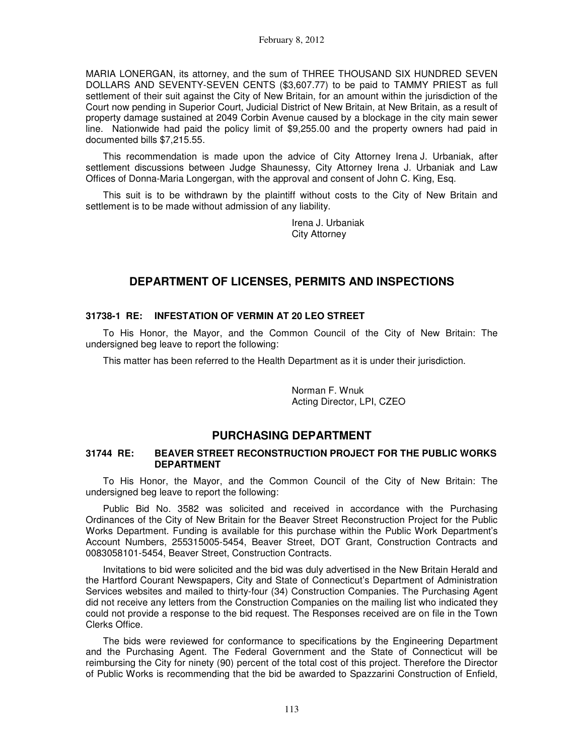MARIA LONERGAN, its attorney, and the sum of THREE THOUSAND SIX HUNDRED SEVEN DOLLARS AND SEVENTY-SEVEN CENTS ($3,607.77) to be paid to TAMMY PRIEST as full settlement of their suit against the City of New Britain, for an amount within the jurisdiction of the Court now pending in Superior Court, Judicial District of New Britain, at New Britain, as a result of property damage sustained at 2049 Corbin Avenue caused by a blockage in the city main sewer line. Nationwide had paid the policy limit of $9,255.00 and the property owners had paid in documented bills $7,215.55.

This recommendation is made upon the advice of City Attorney Irena J. Urbaniak, after settlement discussions between Judge Shaunessy, City Attorney Irena J. Urbaniak and Law Offices of Donna-Maria Longergan, with the approval and consent of John C. King, Esq.

This suit is to be withdrawn by the plaintiff without costs to the City of New Britain and settlement is to be made without admission of any liability.

Irena J. Urbaniak
City Attorney

## DEPARTMENT OF LICENSES, PERMITS AND INSPECTIONS

### 31738-1 RE: INFESTATION OF VERMIN AT 20 LEO STREET

To His Honor, the Mayor, and the Common Council of the City of New Britain: The undersigned beg leave to report the following:

This matter has been referred to the Health Department as it is under their jurisdiction.

Norman F. Wnuk
Acting Director, LPI, CZEO

## PURCHASING DEPARTMENT

### 31744 RE: BEAVER STREET RECONSTRUCTION PROJECT FOR THE PUBLIC WORKS DEPARTMENT

To His Honor, the Mayor, and the Common Council of the City of New Britain: The undersigned beg leave to report the following:

Public Bid No. 3582 was solicited and received in accordance with the Purchasing Ordinances of the City of New Britain for the Beaver Street Reconstruction Project for the Public Works Department. Funding is available for this purchase within the Public Work Department's Account Numbers, 255315005-5454, Beaver Street, DOT Grant, Construction Contracts and 0083058101-5454, Beaver Street, Construction Contracts.

Invitations to bid were solicited and the bid was duly advertised in the New Britain Herald and the Hartford Courant Newspapers, City and State of Connecticut's Department of Administration Services websites and mailed to thirty-four (34) Construction Companies. The Purchasing Agent did not receive any letters from the Construction Companies on the mailing list who indicated they could not provide a response to the bid request. The Responses received are on file in the Town Clerks Office.

The bids were reviewed for conformance to specifications by the Engineering Department and the Purchasing Agent. The Federal Government and the State of Connecticut will be reimbursing the City for ninety (90) percent of the total cost of this project. Therefore the Director of Public Works is recommending that the bid be awarded to Spazzarini Construction of Enfield,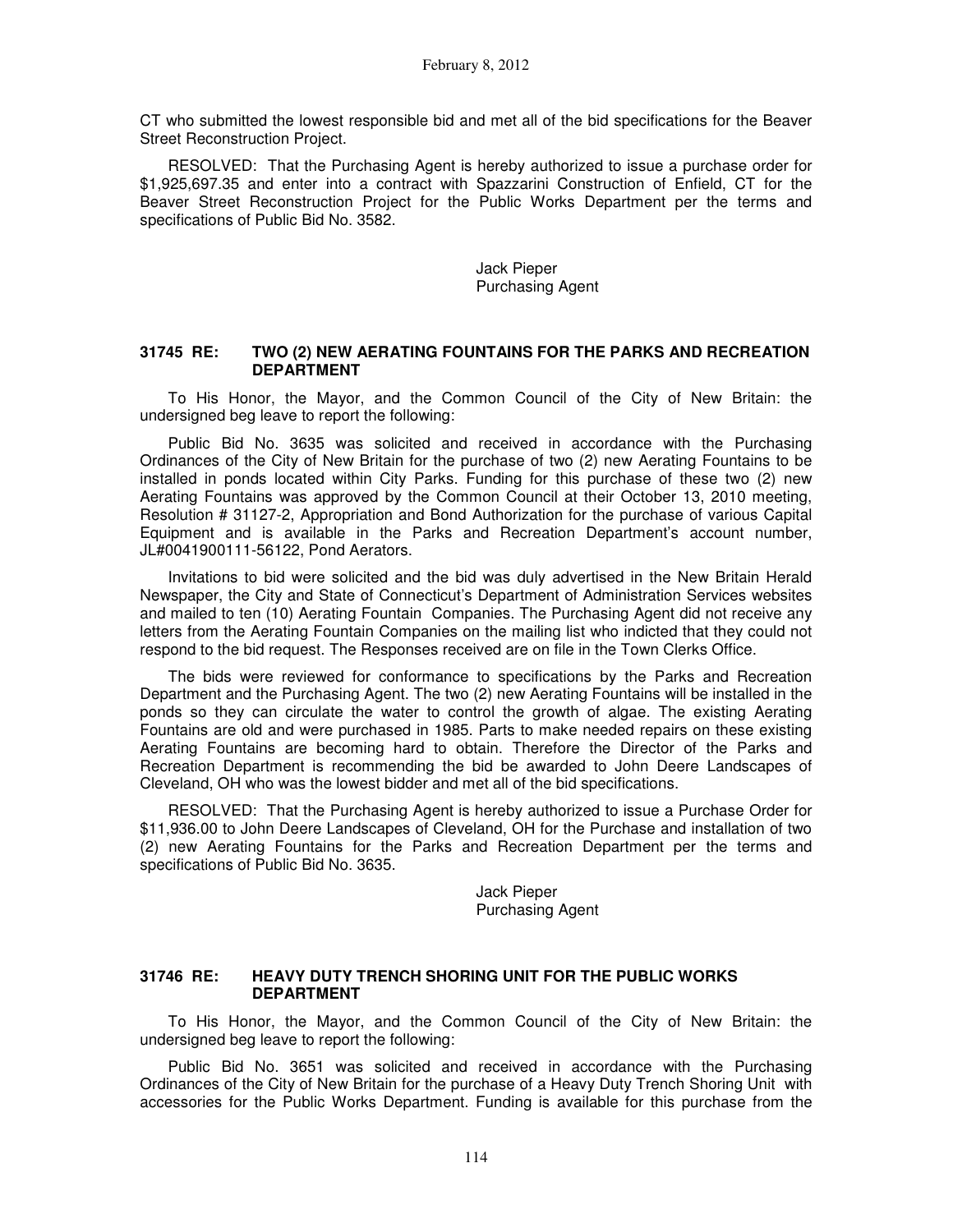CT who submitted the lowest responsible bid and met all of the bid specifications for the Beaver Street Reconstruction Project.

RESOLVED: That the Purchasing Agent is hereby authorized to issue a purchase order for $1,925,697.35 and enter into a contract with Spazzarini Construction of Enfield, CT for the Beaver Street Reconstruction Project for the Public Works Department per the terms and specifications of Public Bid No. 3582.

Jack Pieper
Purchasing Agent

### 31745 RE: TWO (2) NEW AERATING FOUNTAINS FOR THE PARKS AND RECREATION DEPARTMENT

To His Honor, the Mayor, and the Common Council of the City of New Britain: the undersigned beg leave to report the following:

Public Bid No. 3635 was solicited and received in accordance with the Purchasing Ordinances of the City of New Britain for the purchase of two (2) new Aerating Fountains to be installed in ponds located within City Parks. Funding for this purchase of these two (2) new Aerating Fountains was approved by the Common Council at their October 13, 2010 meeting, Resolution # 31127-2, Appropriation and Bond Authorization for the purchase of various Capital Equipment and is available in the Parks and Recreation Department's account number, JL#0041900111-56122, Pond Aerators.

Invitations to bid were solicited and the bid was duly advertised in the New Britain Herald Newspaper, the City and State of Connecticut's Department of Administration Services websites and mailed to ten (10) Aerating Fountain Companies. The Purchasing Agent did not receive any letters from the Aerating Fountain Companies on the mailing list who indicted that they could not respond to the bid request. The Responses received are on file in the Town Clerks Office.

The bids were reviewed for conformance to specifications by the Parks and Recreation Department and the Purchasing Agent. The two (2) new Aerating Fountains will be installed in the ponds so they can circulate the water to control the growth of algae. The existing Aerating Fountains are old and were purchased in 1985. Parts to make needed repairs on these existing Aerating Fountains are becoming hard to obtain. Therefore the Director of the Parks and Recreation Department is recommending the bid be awarded to John Deere Landscapes of Cleveland, OH who was the lowest bidder and met all of the bid specifications.

RESOLVED: That the Purchasing Agent is hereby authorized to issue a Purchase Order for $11,936.00 to John Deere Landscapes of Cleveland, OH for the Purchase and installation of two (2) new Aerating Fountains for the Parks and Recreation Department per the terms and specifications of Public Bid No. 3635.

Jack Pieper
Purchasing Agent

### 31746 RE: HEAVY DUTY TRENCH SHORING UNIT FOR THE PUBLIC WORKS DEPARTMENT

To His Honor, the Mayor, and the Common Council of the City of New Britain: the undersigned beg leave to report the following:

Public Bid No. 3651 was solicited and received in accordance with the Purchasing Ordinances of the City of New Britain for the purchase of a Heavy Duty Trench Shoring Unit with accessories for the Public Works Department. Funding is available for this purchase from the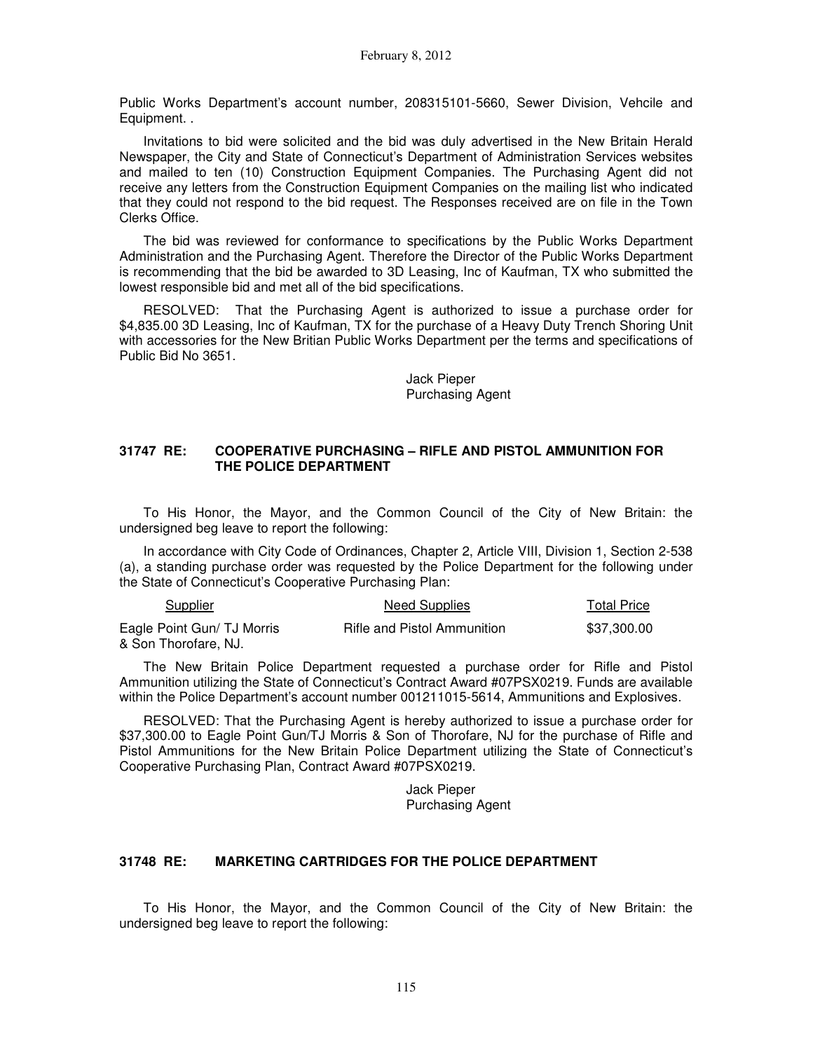Public Works Department's account number, 208315101-5660, Sewer Division, Vehcile and Equipment. .

Invitations to bid were solicited and the bid was duly advertised in the New Britain Herald Newspaper, the City and State of Connecticut's Department of Administration Services websites and mailed to ten (10) Construction Equipment Companies. The Purchasing Agent did not receive any letters from the Construction Equipment Companies on the mailing list who indicated that they could not respond to the bid request. The Responses received are on file in the Town Clerks Office.

The bid was reviewed for conformance to specifications by the Public Works Department Administration and the Purchasing Agent. Therefore the Director of the Public Works Department is recommending that the bid be awarded to 3D Leasing, Inc of Kaufman, TX who submitted the lowest responsible bid and met all of the bid specifications.

RESOLVED: That the Purchasing Agent is authorized to issue a purchase order for $4,835.00 3D Leasing, Inc of Kaufman, TX for the purchase of a Heavy Duty Trench Shoring Unit with accessories for the New Britian Public Works Department per the terms and specifications of Public Bid No 3651.

Jack Pieper
Purchasing Agent

### 31747 RE: COOPERATIVE PURCHASING – RIFLE AND PISTOL AMMUNITION FOR THE POLICE DEPARTMENT

To His Honor, the Mayor, and the Common Council of the City of New Britain: the undersigned beg leave to report the following:

In accordance with City Code of Ordinances, Chapter 2, Article VIII, Division 1, Section 2-538 (a), a standing purchase order was requested by the Police Department for the following under the State of Connecticut's Cooperative Purchasing Plan:

| Supplier | Need Supplies | Total Price |
| --- | --- | --- |
| Eagle Point Gun/ TJ Morris & Son Thorofare, NJ. | Rifle and Pistol Ammunition | $37,300.00 |

The New Britain Police Department requested a purchase order for Rifle and Pistol Ammunition utilizing the State of Connecticut's Contract Award #07PSX0219. Funds are available within the Police Department's account number 001211015-5614, Ammunitions and Explosives.

RESOLVED: That the Purchasing Agent is hereby authorized to issue a purchase order for $37,300.00 to Eagle Point Gun/TJ Morris & Son of Thorofare, NJ for the purchase of Rifle and Pistol Ammunitions for the New Britain Police Department utilizing the State of Connecticut's Cooperative Purchasing Plan, Contract Award #07PSX0219.

Jack Pieper
Purchasing Agent

### 31748 RE: MARKETING CARTRIDGES FOR THE POLICE DEPARTMENT

To His Honor, the Mayor, and the Common Council of the City of New Britain: the undersigned beg leave to report the following: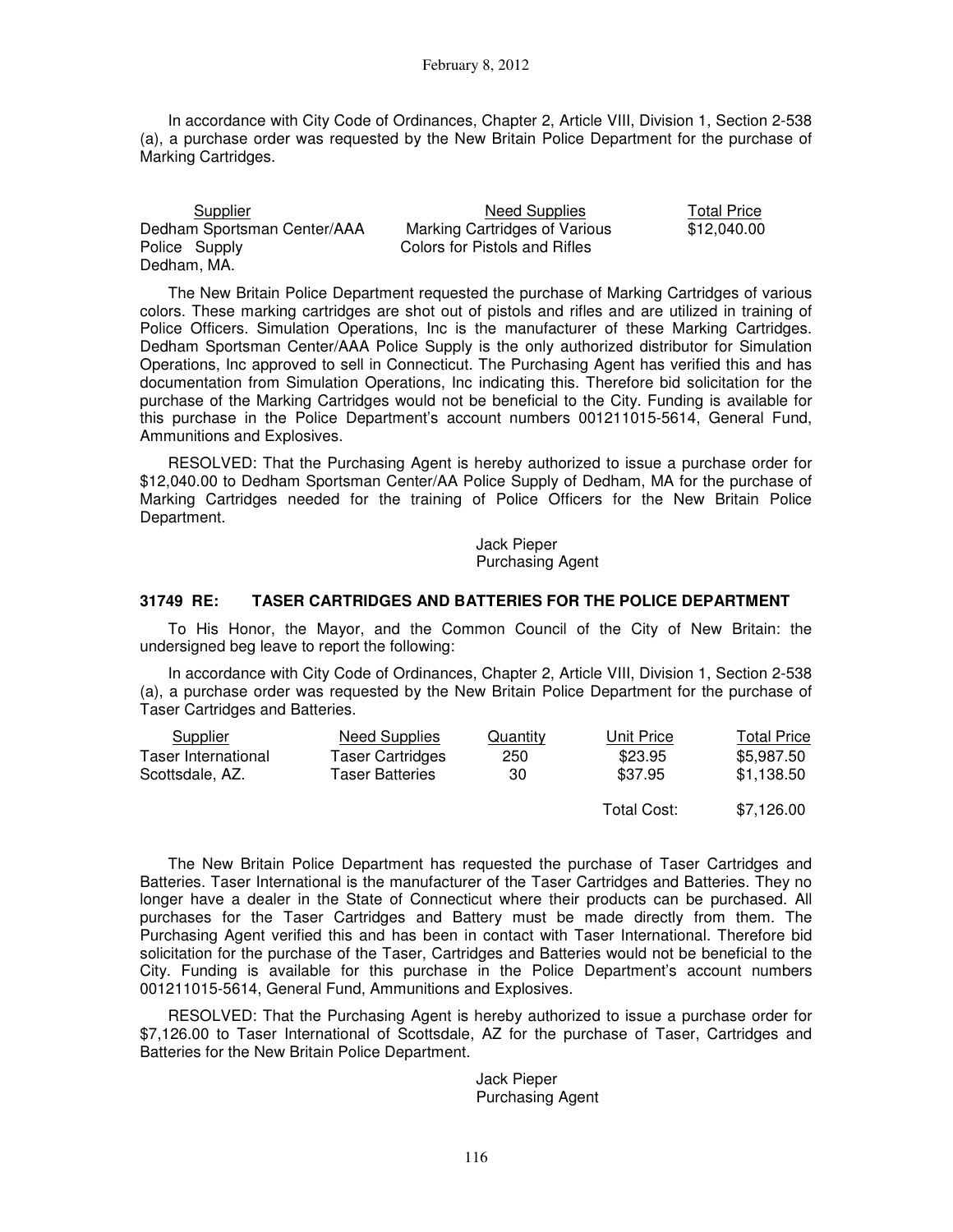In accordance with City Code of Ordinances, Chapter 2, Article VIII, Division 1, Section 2-538 (a), a purchase order was requested by the New Britain Police Department for the purchase of Marking Cartridges.

| Supplier | Need Supplies | Total Price |
|---|---|---|
| Dedham Sportsman Center/AAA Police Supply Dedham, MA. | Marking Cartridges of Various Colors for Pistols and Rifles | $12,040.00 |

The New Britain Police Department requested the purchase of Marking Cartridges of various colors. These marking cartridges are shot out of pistols and rifles and are utilized in training of Police Officers. Simulation Operations, Inc is the manufacturer of these Marking Cartridges. Dedham Sportsman Center/AAA Police Supply is the only authorized distributor for Simulation Operations, Inc approved to sell in Connecticut. The Purchasing Agent has verified this and has documentation from Simulation Operations, Inc indicating this. Therefore bid solicitation for the purchase of the Marking Cartridges would not be beneficial to the City. Funding is available for this purchase in the Police Department's account numbers 001211015-5614, General Fund, Ammunitions and Explosives.

RESOLVED: That the Purchasing Agent is hereby authorized to issue a purchase order for $12,040.00 to Dedham Sportsman Center/AA Police Supply of Dedham, MA for the purchase of Marking Cartridges needed for the training of Police Officers for the New Britain Police Department.

Jack Pieper
Purchasing Agent

### 31749 RE: TASER CARTRIDGES AND BATTERIES FOR THE POLICE DEPARTMENT

To His Honor, the Mayor, and the Common Council of the City of New Britain: the undersigned beg leave to report the following:

In accordance with City Code of Ordinances, Chapter 2, Article VIII, Division 1, Section 2-538 (a), a purchase order was requested by the New Britain Police Department for the purchase of Taser Cartridges and Batteries.

| Supplier | Need Supplies | Quantity | Unit Price | Total Price |
|---|---|---|---|---|
| Taser International | Taser Cartridges | 250 | $23.95 | $5,987.50 |
| Scottsdale, AZ. | Taser Batteries | 30 | $37.95 | $1,138.50 |
| | | | Total Cost: | $7,126.00 |

The New Britain Police Department has requested the purchase of Taser Cartridges and Batteries. Taser International is the manufacturer of the Taser Cartridges and Batteries. They no longer have a dealer in the State of Connecticut where their products can be purchased. All purchases for the Taser Cartridges and Battery must be made directly from them. The Purchasing Agent verified this and has been in contact with Taser International. Therefore bid solicitation for the purchase of the Taser, Cartridges and Batteries would not be beneficial to the City. Funding is available for this purchase in the Police Department's account numbers 001211015-5614, General Fund, Ammunitions and Explosives.

RESOLVED: That the Purchasing Agent is hereby authorized to issue a purchase order for $7,126.00 to Taser International of Scottsdale, AZ for the purchase of Taser, Cartridges and Batteries for the New Britain Police Department.

Jack Pieper
Purchasing Agent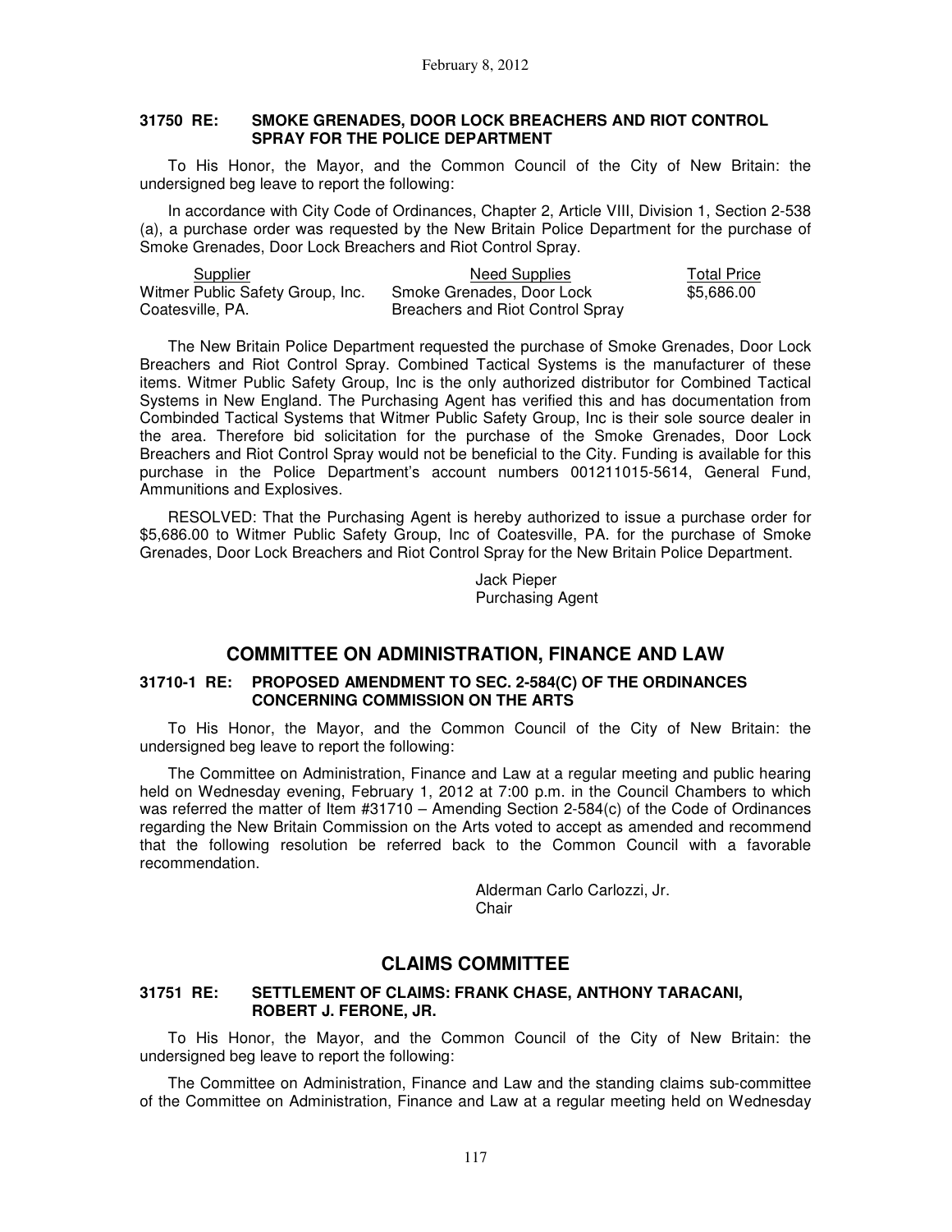### 31750 RE: SMOKE GRENADES, DOOR LOCK BREACHERS AND RIOT CONTROL SPRAY FOR THE POLICE DEPARTMENT

To His Honor, the Mayor, and the Common Council of the City of New Britain: the undersigned beg leave to report the following:

In accordance with City Code of Ordinances, Chapter 2, Article VIII, Division 1, Section 2-538 (a), a purchase order was requested by the New Britain Police Department for the purchase of Smoke Grenades, Door Lock Breachers and Riot Control Spray.

| Supplier | Need Supplies | Total Price |
|---|---|---|
| Witmer Public Safety Group, Inc. Coatesville, PA. | Smoke Grenades, Door Lock Breachers and Riot Control Spray | $5,686.00 |

The New Britain Police Department requested the purchase of Smoke Grenades, Door Lock Breachers and Riot Control Spray. Combined Tactical Systems is the manufacturer of these items. Witmer Public Safety Group, Inc is the only authorized distributor for Combined Tactical Systems in New England. The Purchasing Agent has verified this and has documentation from Combinded Tactical Systems that Witmer Public Safety Group, Inc is their sole source dealer in the area. Therefore bid solicitation for the purchase of the Smoke Grenades, Door Lock Breachers and Riot Control Spray would not be beneficial to the City. Funding is available for this purchase in the Police Department's account numbers 001211015-5614, General Fund, Ammunitions and Explosives.

RESOLVED: That the Purchasing Agent is hereby authorized to issue a purchase order for $5,686.00 to Witmer Public Safety Group, Inc of Coatesville, PA. for the purchase of Smoke Grenades, Door Lock Breachers and Riot Control Spray for the New Britain Police Department.

Jack Pieper
Purchasing Agent

## COMMITTEE ON ADMINISTRATION, FINANCE AND LAW

### 31710-1 RE: PROPOSED AMENDMENT TO SEC. 2-584(C) OF THE ORDINANCES CONCERNING COMMISSION ON THE ARTS

To His Honor, the Mayor, and the Common Council of the City of New Britain: the undersigned beg leave to report the following:

The Committee on Administration, Finance and Law at a regular meeting and public hearing held on Wednesday evening, February 1, 2012 at 7:00 p.m. in the Council Chambers to which was referred the matter of Item #31710 – Amending Section 2-584(c) of the Code of Ordinances regarding the New Britain Commission on the Arts voted to accept as amended and recommend that the following resolution be referred back to the Common Council with a favorable recommendation.

Alderman Carlo Carlozzi, Jr.
Chair

## CLAIMS COMMITTEE

### 31751 RE: SETTLEMENT OF CLAIMS: FRANK CHASE, ANTHONY TARACANI, ROBERT J. FERONE, JR.

To His Honor, the Mayor, and the Common Council of the City of New Britain: the undersigned beg leave to report the following:

The Committee on Administration, Finance and Law and the standing claims sub-committee of the Committee on Administration, Finance and Law at a regular meeting held on Wednesday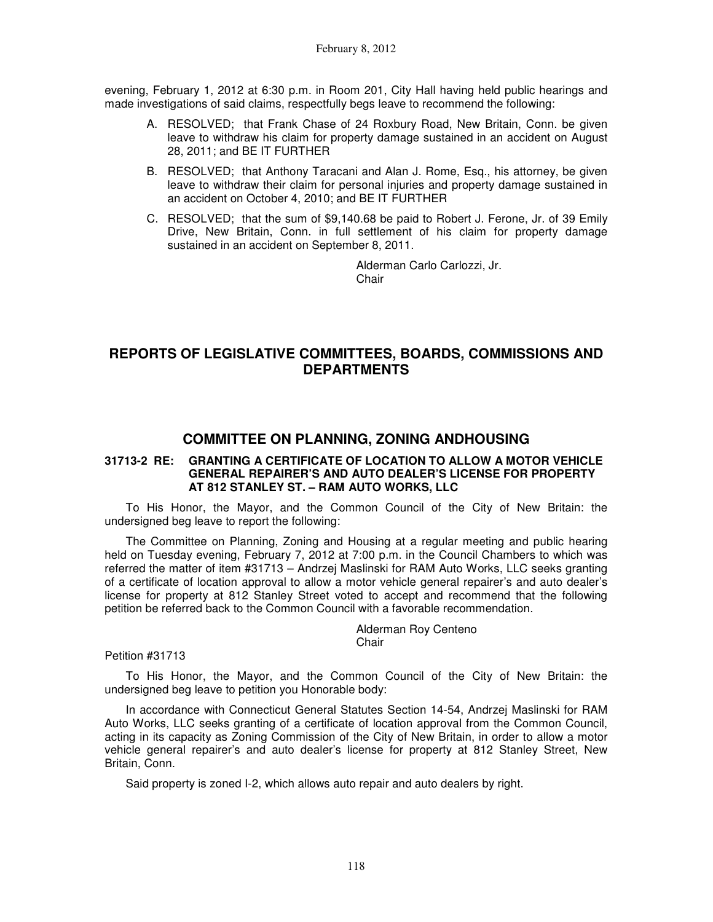evening, February 1, 2012 at 6:30 p.m. in Room 201, City Hall having held public hearings and made investigations of said claims, respectfully begs leave to recommend the following:

A. RESOLVED; that Frank Chase of 24 Roxbury Road, New Britain, Conn. be given leave to withdraw his claim for property damage sustained in an accident on August 28, 2011; and BE IT FURTHER

B. RESOLVED; that Anthony Taracani and Alan J. Rome, Esq., his attorney, be given leave to withdraw their claim for personal injuries and property damage sustained in an accident on October 4, 2010; and BE IT FURTHER

C. RESOLVED; that the sum of $9,140.68 be paid to Robert J. Ferone, Jr. of 39 Emily Drive, New Britain, Conn. in full settlement of his claim for property damage sustained in an accident on September 8, 2011.

Alderman Carlo Carlozzi, Jr.
Chair

## REPORTS OF LEGISLATIVE COMMITTEES, BOARDS, COMMISSIONS AND DEPARTMENTS

## COMMITTEE ON PLANNING, ZONING ANDHOUSING

**31713-2 RE: GRANTING A CERTIFICATE OF LOCATION TO ALLOW A MOTOR VEHICLE GENERAL REPAIRER'S AND AUTO DEALER'S LICENSE FOR PROPERTY AT 812 STANLEY ST. – RAM AUTO WORKS, LLC**

To His Honor, the Mayor, and the Common Council of the City of New Britain: the undersigned beg leave to report the following:

The Committee on Planning, Zoning and Housing at a regular meeting and public hearing held on Tuesday evening, February 7, 2012 at 7:00 p.m. in the Council Chambers to which was referred the matter of item #31713 – Andrzej Maslinski for RAM Auto Works, LLC seeks granting of a certificate of location approval to allow a motor vehicle general repairer's and auto dealer's license for property at 812 Stanley Street voted to accept and recommend that the following petition be referred back to the Common Council with a favorable recommendation.

Alderman Roy Centeno
Chair

Petition #31713

To His Honor, the Mayor, and the Common Council of the City of New Britain: the undersigned beg leave to petition you Honorable body:

In accordance with Connecticut General Statutes Section 14-54, Andrzej Maslinski for RAM Auto Works, LLC seeks granting of a certificate of location approval from the Common Council, acting in its capacity as Zoning Commission of the City of New Britain, in order to allow a motor vehicle general repairer's and auto dealer's license for property at 812 Stanley Street, New Britain, Conn.

Said property is zoned I-2, which allows auto repair and auto dealers by right.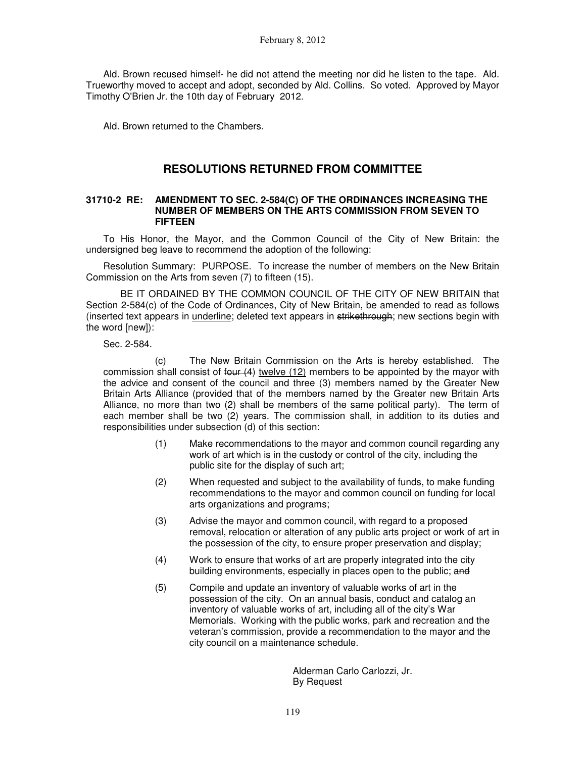Ald. Brown recused himself- he did not attend the meeting nor did he listen to the tape. Ald. Trueworthy moved to accept and adopt, seconded by Ald. Collins. So voted. Approved by Mayor Timothy O'Brien Jr. the 10th day of February 2012.

Ald. Brown returned to the Chambers.

## RESOLUTIONS RETURNED FROM COMMITTEE

### 31710-2 RE: AMENDMENT TO SEC. 2-584(C) OF THE ORDINANCES INCREASING THE NUMBER OF MEMBERS ON THE ARTS COMMISSION FROM SEVEN TO FIFTEEN

To His Honor, the Mayor, and the Common Council of the City of New Britain: the undersigned beg leave to recommend the adoption of the following:

Resolution Summary: PURPOSE. To increase the number of members on the New Britain Commission on the Arts from seven (7) to fifteen (15).

BE IT ORDAINED BY THE COMMON COUNCIL OF THE CITY OF NEW BRITAIN that Section 2-584(c) of the Code of Ordinances, City of New Britain, be amended to read as follows (inserted text appears in <u>underline</u>; deleted text appears in ~~strikethrough~~; new sections begin with the word [new]):

Sec. 2-584.

(c) The New Britain Commission on the Arts is hereby established. The commission shall consist of ~~four (4)~~ <u>twelve (12)</u> members to be appointed by the mayor with the advice and consent of the council and three (3) members named by the Greater New Britain Arts Alliance (provided that of the members named by the Greater new Britain Arts Alliance, no more than two (2) shall be members of the same political party). The term of each member shall be two (2) years. The commission shall, in addition to its duties and responsibilities under subsection (d) of this section:

(1) Make recommendations to the mayor and common council regarding any work of art which is in the custody or control of the city, including the public site for the display of such art;

(2) When requested and subject to the availability of funds, to make funding recommendations to the mayor and common council on funding for local arts organizations and programs;

(3) Advise the mayor and common council, with regard to a proposed removal, relocation or alteration of any public arts project or work of art in the possession of the city, to ensure proper preservation and display;

(4) Work to ensure that works of art are properly integrated into the city building environments, especially in places open to the public; ~~and~~

(5) Compile and update an inventory of valuable works of art in the possession of the city. On an annual basis, conduct and catalog an inventory of valuable works of art, including all of the city's War Memorials. Working with the public works, park and recreation and the veteran's commission, provide a recommendation to the mayor and the city council on a maintenance schedule.

Alderman Carlo Carlozzi, Jr.
By Request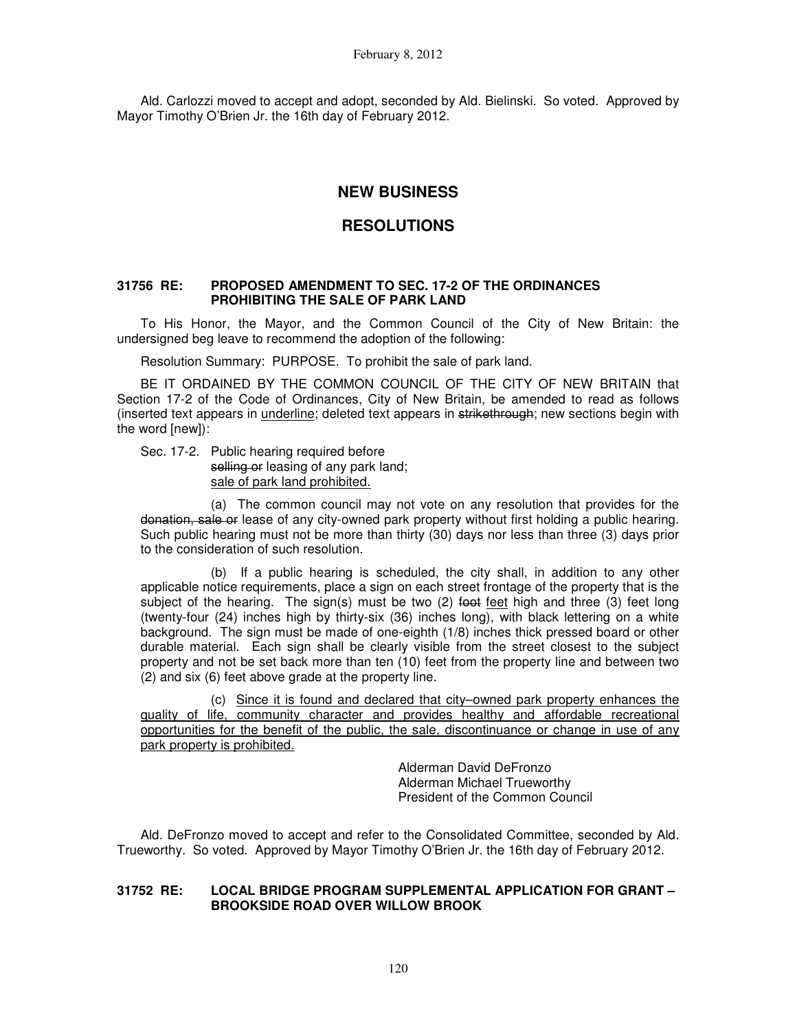Ald. Carlozzi moved to accept and adopt, seconded by Ald. Bielinski. So voted. Approved by Mayor Timothy O'Brien Jr. the 16th day of February 2012.

## NEW BUSINESS

## RESOLUTIONS

### 31756 RE: PROPOSED AMENDMENT TO SEC. 17-2 OF THE ORDINANCES PROHIBITING THE SALE OF PARK LAND

To His Honor, the Mayor, and the Common Council of the City of New Britain: the undersigned beg leave to recommend the adoption of the following:

Resolution Summary: PURPOSE. To prohibit the sale of park land.

BE IT ORDAINED BY THE COMMON COUNCIL OF THE CITY OF NEW BRITAIN that Section 17-2 of the Code of Ordinances, City of New Britain, be amended to read as follows (inserted text appears in <u>underline</u>; deleted text appears in ~~strikethrough~~; new sections begin with the word [new]):

Sec. 17-2. Public hearing required before ~~selling or~~ leasing of any park land; <u>sale of park land prohibited.</u>

(a) The common council may not vote on any resolution that provides for the ~~donation, sale or~~ lease of any city-owned park property without first holding a public hearing. Such public hearing must not be more than thirty (30) days nor less than three (3) days prior to the consideration of such resolution.

(b) If a public hearing is scheduled, the city shall, in addition to any other applicable notice requirements, place a sign on each street frontage of the property that is the subject of the hearing. The sign(s) must be two (2) ~~foot~~ <u>feet</u> high and three (3) feet long (twenty-four (24) inches high by thirty-six (36) inches long), with black lettering on a white background. The sign must be made of one-eighth (1/8) inches thick pressed board or other durable material. Each sign shall be clearly visible from the street closest to the subject property and not be set back more than ten (10) feet from the property line and between two (2) and six (6) feet above grade at the property line.

(c) <u>Since it is found and declared that city–owned park property enhances the quality of life, community character and provides healthy and affordable recreational opportunities for the benefit of the public, the sale, discontinuance or change in use of any park property is prohibited.</u>

Alderman David DeFronzo
Alderman Michael Trueworthy
President of the Common Council

Ald. DeFronzo moved to accept and refer to the Consolidated Committee, seconded by Ald. Trueworthy. So voted. Approved by Mayor Timothy O'Brien Jr. the 16th day of February 2012.

### 31752 RE: LOCAL BRIDGE PROGRAM SUPPLEMENTAL APPLICATION FOR GRANT – BROOKSIDE ROAD OVER WILLOW BROOK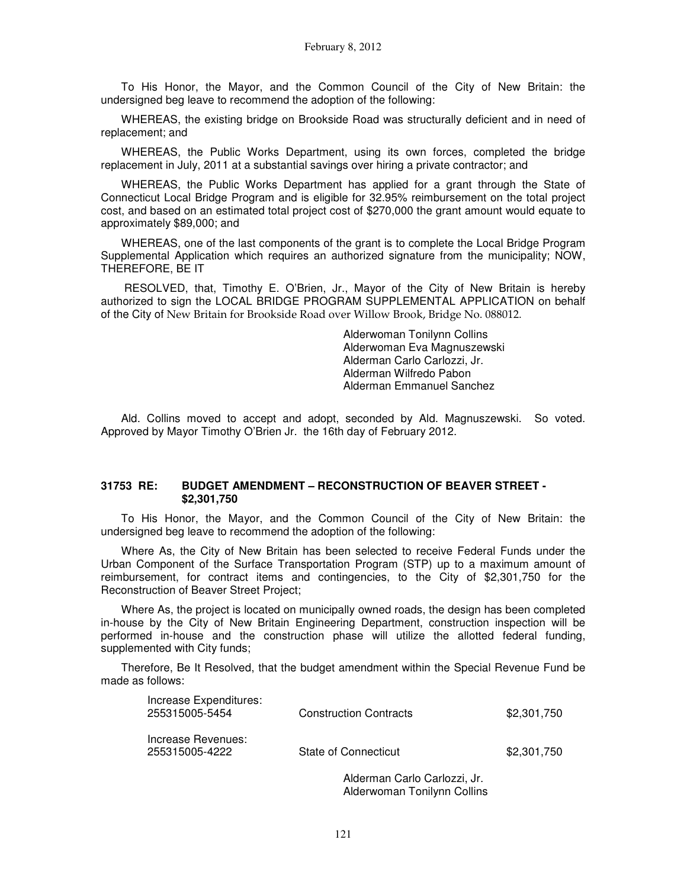To His Honor, the Mayor, and the Common Council of the City of New Britain: the undersigned beg leave to recommend the adoption of the following:

WHEREAS, the existing bridge on Brookside Road was structurally deficient and in need of replacement; and

WHEREAS, the Public Works Department, using its own forces, completed the bridge replacement in July, 2011 at a substantial savings over hiring a private contractor; and

WHEREAS, the Public Works Department has applied for a grant through the State of Connecticut Local Bridge Program and is eligible for 32.95% reimbursement on the total project cost, and based on an estimated total project cost of $270,000 the grant amount would equate to approximately $89,000; and

WHEREAS, one of the last components of the grant is to complete the Local Bridge Program Supplemental Application which requires an authorized signature from the municipality; NOW, THEREFORE, BE IT

RESOLVED, that, Timothy E. O'Brien, Jr., Mayor of the City of New Britain is hereby authorized to sign the LOCAL BRIDGE PROGRAM SUPPLEMENTAL APPLICATION on behalf of the City of New Britain for Brookside Road over Willow Brook, Bridge No. 088012.

Alderwoman Tonilynn Collins
Alderwoman Eva Magnuszewski
Alderman Carlo Carlozzi, Jr.
Alderman Wilfredo Pabon
Alderman Emmanuel Sanchez

Ald. Collins moved to accept and adopt, seconded by Ald. Magnuszewski. So voted. Approved by Mayor Timothy O'Brien Jr. the 16th day of February 2012.

### 31753 RE: BUDGET AMENDMENT – RECONSTRUCTION OF BEAVER STREET - $2,301,750

To His Honor, the Mayor, and the Common Council of the City of New Britain: the undersigned beg leave to recommend the adoption of the following:

Where As, the City of New Britain has been selected to receive Federal Funds under the Urban Component of the Surface Transportation Program (STP) up to a maximum amount of reimbursement, for contract items and contingencies, to the City of $2,301,750 for the Reconstruction of Beaver Street Project;

Where As, the project is located on municipally owned roads, the design has been completed in-house by the City of New Britain Engineering Department, construction inspection will be performed in-house and the construction phase will utilize the allotted federal funding, supplemented with City funds;

Therefore, Be It Resolved, that the budget amendment within the Special Revenue Fund be made as follows:

| | | |
|---|---|---|
| Increase Expenditures: 255315005-5454 | Construction Contracts | $2,301,750 |
| Increase Revenues: 255315005-4222 | State of Connecticut | $2,301,750 |

Alderman Carlo Carlozzi, Jr.
Alderwoman Tonilynn Collins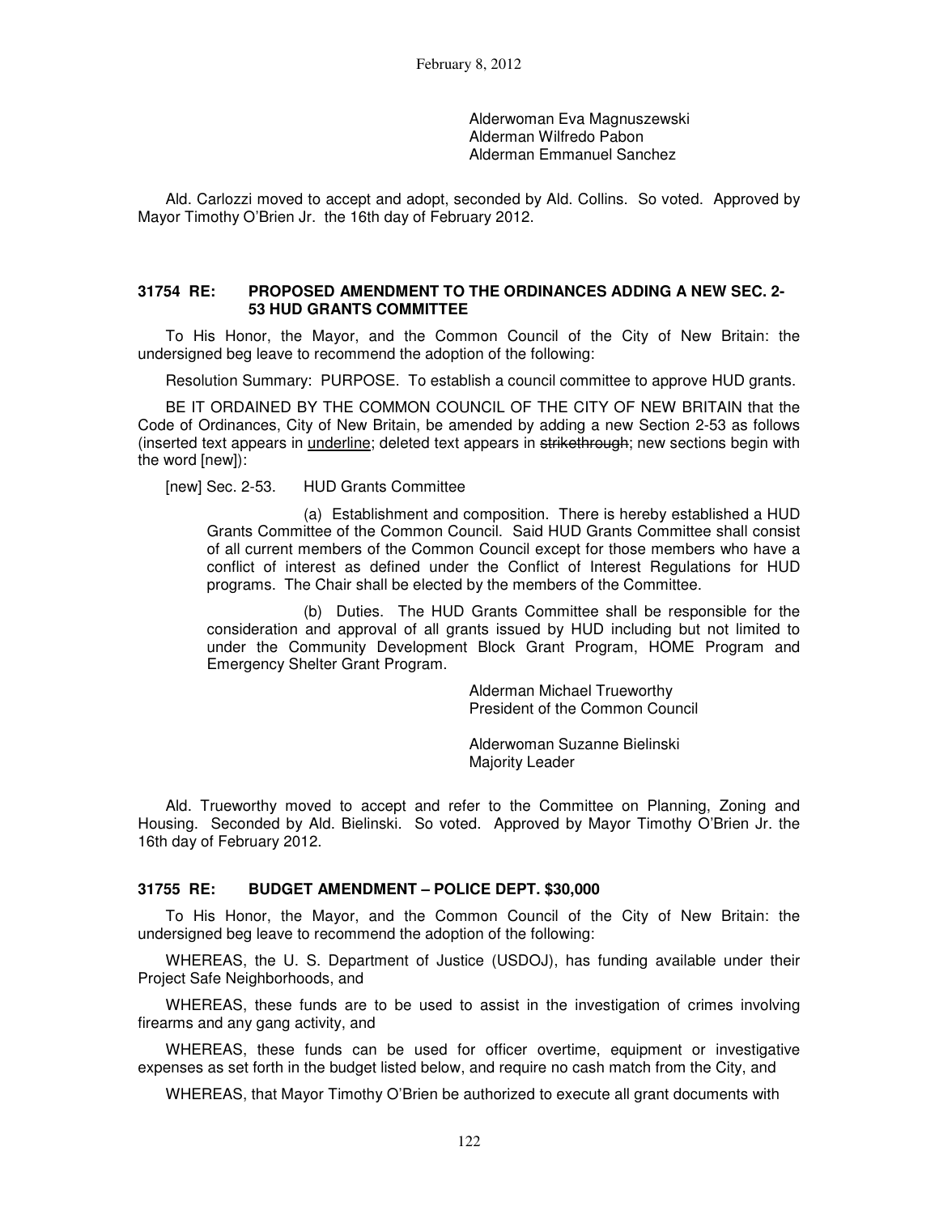Alderwoman Eva Magnuszewski
Alderman Wilfredo Pabon
Alderman Emmanuel Sanchez

Ald. Carlozzi moved to accept and adopt, seconded by Ald. Collins. So voted. Approved by Mayor Timothy O'Brien Jr. the 16th day of February 2012.

**31754 RE: PROPOSED AMENDMENT TO THE ORDINANCES ADDING A NEW SEC. 2-53 HUD GRANTS COMMITTEE**

To His Honor, the Mayor, and the Common Council of the City of New Britain: the undersigned beg leave to recommend the adoption of the following:

Resolution Summary: PURPOSE. To establish a council committee to approve HUD grants.

BE IT ORDAINED BY THE COMMON COUNCIL OF THE CITY OF NEW BRITAIN that the Code of Ordinances, City of New Britain, be amended by adding a new Section 2-53 as follows (inserted text appears in <u>underline</u>; deleted text appears in ~~strikethrough~~; new sections begin with the word [new]):

[new] Sec. 2-53. HUD Grants Committee

(a) Establishment and composition. There is hereby established a HUD Grants Committee of the Common Council. Said HUD Grants Committee shall consist of all current members of the Common Council except for those members who have a conflict of interest as defined under the Conflict of Interest Regulations for HUD programs. The Chair shall be elected by the members of the Committee.

(b) Duties. The HUD Grants Committee shall be responsible for the consideration and approval of all grants issued by HUD including but not limited to under the Community Development Block Grant Program, HOME Program and Emergency Shelter Grant Program.

Alderman Michael Trueworthy
President of the Common Council

Alderwoman Suzanne Bielinski
Majority Leader

Ald. Trueworthy moved to accept and refer to the Committee on Planning, Zoning and Housing. Seconded by Ald. Bielinski. So voted. Approved by Mayor Timothy O'Brien Jr. the 16th day of February 2012.

**31755 RE: BUDGET AMENDMENT – POLICE DEPT. $30,000**

To His Honor, the Mayor, and the Common Council of the City of New Britain: the undersigned beg leave to recommend the adoption of the following:

WHEREAS, the U. S. Department of Justice (USDOJ), has funding available under their Project Safe Neighborhoods, and

WHEREAS, these funds are to be used to assist in the investigation of crimes involving firearms and any gang activity, and

WHEREAS, these funds can be used for officer overtime, equipment or investigative expenses as set forth in the budget listed below, and require no cash match from the City, and

WHEREAS, that Mayor Timothy O'Brien be authorized to execute all grant documents with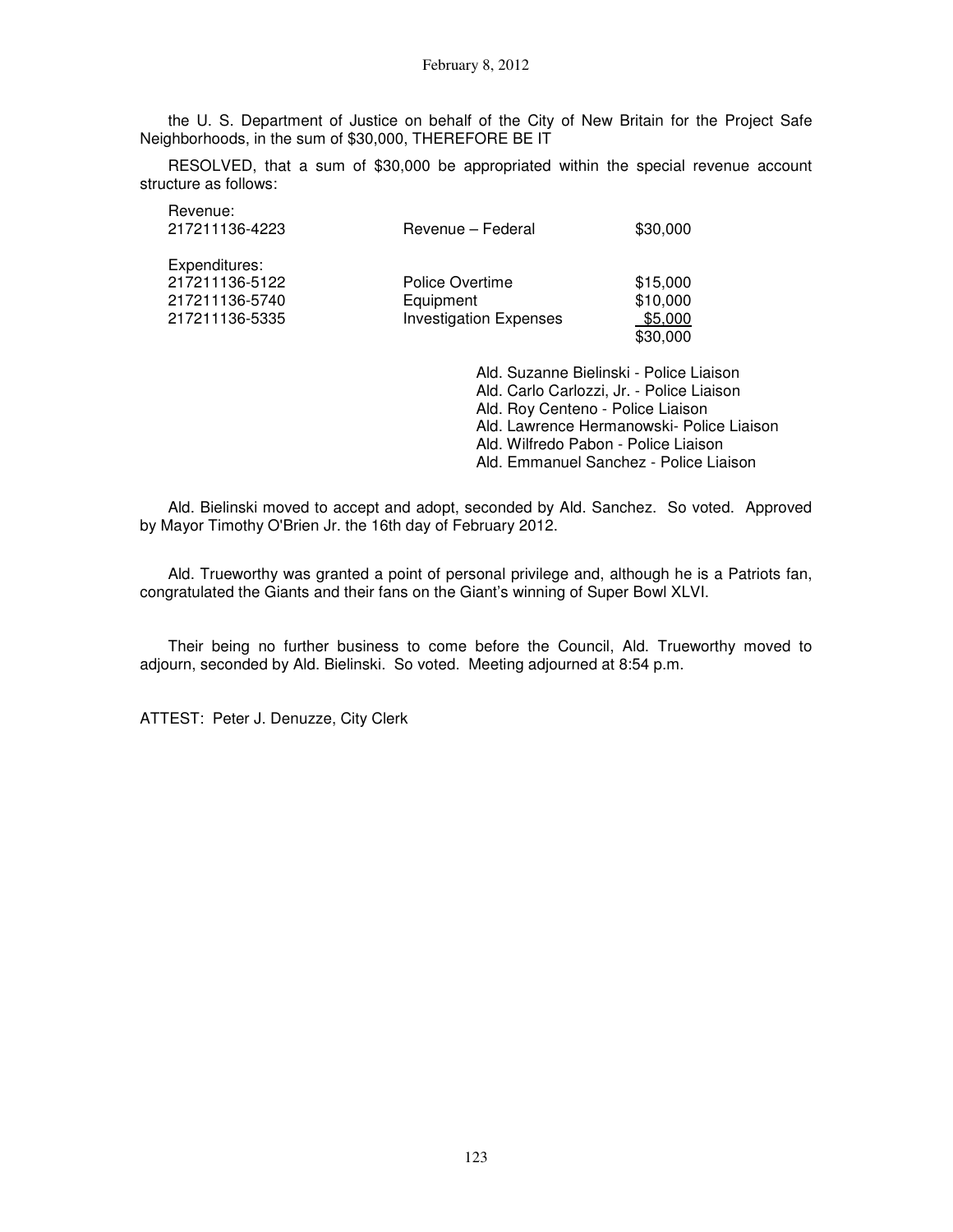the U. S. Department of Justice on behalf of the City of New Britain for the Project Safe Neighborhoods, in the sum of $30,000, THEREFORE BE IT

RESOLVED, that a sum of $30,000 be appropriated within the special revenue account structure as follows:

| | | |
|---|---|---|
| Revenue: | | |
| 217211136-4223 | Revenue – Federal | $30,000 |
| Expenditures: | | |
| 217211136-5122 | Police Overtime | $15,000 |
| 217211136-5740 | Equipment | $10,000 |
| 217211136-5335 | Investigation Expenses | $5,000 |
| | | $30,000 |

Ald. Suzanne Bielinski - Police Liaison
Ald. Carlo Carlozzi, Jr. - Police Liaison
Ald. Roy Centeno - Police Liaison
Ald. Lawrence Hermanowski- Police Liaison
Ald. Wilfredo Pabon - Police Liaison
Ald. Emmanuel Sanchez - Police Liaison

Ald. Bielinski moved to accept and adopt, seconded by Ald. Sanchez. So voted. Approved by Mayor Timothy O'Brien Jr. the 16th day of February 2012.

Ald. Trueworthy was granted a point of personal privilege and, although he is a Patriots fan, congratulated the Giants and their fans on the Giant's winning of Super Bowl XLVI.

Their being no further business to come before the Council, Ald. Trueworthy moved to adjourn, seconded by Ald. Bielinski. So voted. Meeting adjourned at 8:54 p.m.

ATTEST: Peter J. Denuzze, City Clerk